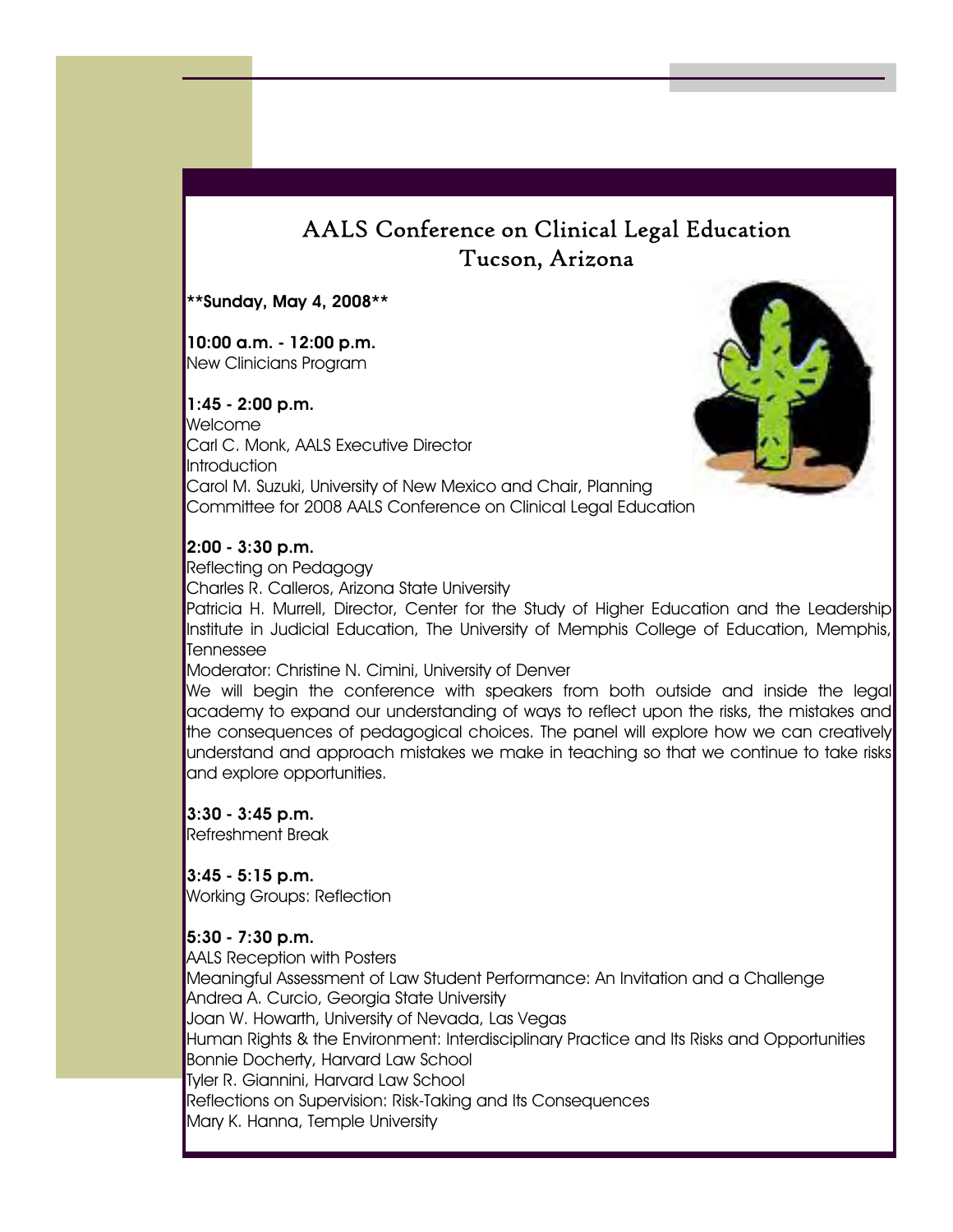# AALS Conference on Clinical Legal Education
## Tucson, Arizona

**\*\*Sunday, May 4, 2008\*\***

**10:00 a.m. - 12:00 p.m.**
New Clinicians Program

**1:45 - 2:00 p.m.**
Welcome
Carl C. Monk, AALS Executive Director
Introduction
Carol M. Suzuki, University of New Mexico and Chair, Planning Committee for 2008 AALS Conference on Clinical Legal Education

**2:00 - 3:30 p.m.**
Reflecting on Pedagogy
Charles R. Calleros, Arizona State University
Patricia H. Murrell, Director, Center for the Study of Higher Education and the Leadership Institute in Judicial Education, The University of Memphis College of Education, Memphis, Tennessee
Moderator: Christine N. Cimini, University of Denver
We will begin the conference with speakers from both outside and inside the legal academy to expand our understanding of ways to reflect upon the risks, the mistakes and the consequences of pedagogical choices. The panel will explore how we can creatively understand and approach mistakes we make in teaching so that we continue to take risks and explore opportunities.

**3:30 - 3:45 p.m.**
Refreshment Break

**3:45 - 5:15 p.m.**
Working Groups: Reflection

**5:30 - 7:30 p.m.**
AALS Reception with Posters
Meaningful Assessment of Law Student Performance: An Invitation and a Challenge
Andrea A. Curcio, Georgia State University
Joan W. Howarth, University of Nevada, Las Vegas
Human Rights & the Environment: Interdisciplinary Practice and Its Risks and Opportunities
Bonnie Docherty, Harvard Law School
Tyler R. Giannini, Harvard Law School
Reflections on Supervision: Risk-Taking and Its Consequences
Mary K. Hanna, Temple University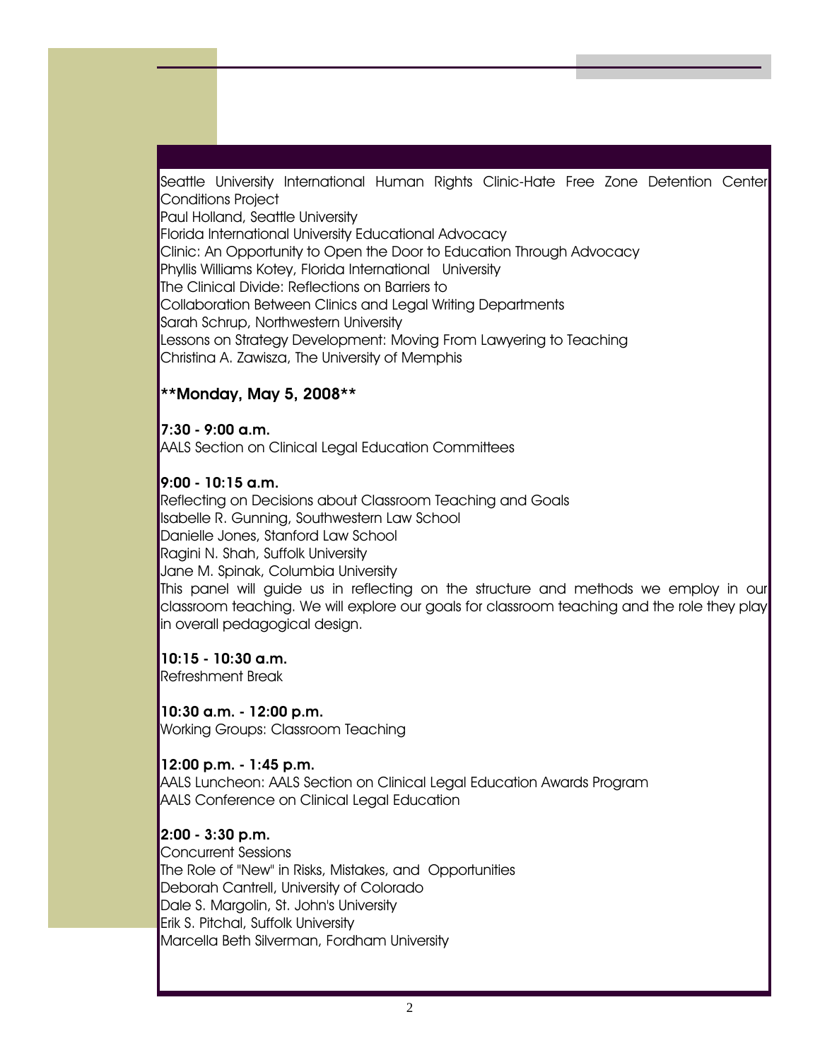Seattle University International Human Rights Clinic-Hate Free Zone Detention Center Conditions Project
Paul Holland, Seattle University
Florida International University Educational Advocacy
Clinic: An Opportunity to Open the Door to Education Through Advocacy
Phyllis Williams Kotey, Florida International University
The Clinical Divide: Reflections on Barriers to
Collaboration Between Clinics and Legal Writing Departments
Sarah Schrup, Northwestern University
Lessons on Strategy Development: Moving From Lawyering to Teaching
Christina A. Zawisza, The University of Memphis

**\*\*Monday, May 5, 2008\*\***

**7:30 - 9:00 a.m.**
AALS Section on Clinical Legal Education Committees

**9:00 - 10:15 a.m.**
Reflecting on Decisions about Classroom Teaching and Goals
Isabelle R. Gunning, Southwestern Law School
Danielle Jones, Stanford Law School
Ragini N. Shah, Suffolk University
Jane M. Spinak, Columbia University
This panel will guide us in reflecting on the structure and methods we employ in our classroom teaching. We will explore our goals for classroom teaching and the role they play in overall pedagogical design.

**10:15 - 10:30 a.m.**
Refreshment Break

**10:30 a.m. - 12:00 p.m.**
Working Groups: Classroom Teaching

**12:00 p.m. - 1:45 p.m.**
AALS Luncheon: AALS Section on Clinical Legal Education Awards Program
AALS Conference on Clinical Legal Education

**2:00 - 3:30 p.m.**
Concurrent Sessions
The Role of "New" in Risks, Mistakes, and Opportunities
Deborah Cantrell, University of Colorado
Dale S. Margolin, St. John's University
Erik S. Pitchal, Suffolk University
Marcella Beth Silverman, Fordham University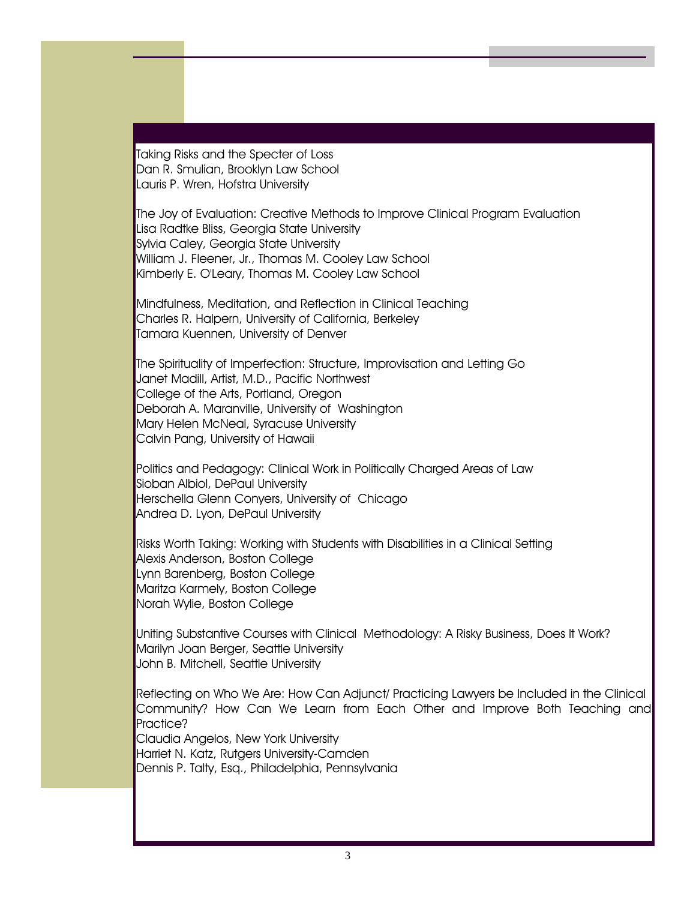Taking Risks and the Specter of Loss
Dan R. Smulian, Brooklyn Law School
Lauris P. Wren, Hofstra University

The Joy of Evaluation: Creative Methods to Improve Clinical Program Evaluation
Lisa Radtke Bliss, Georgia State University
Sylvia Caley, Georgia State University
William J. Fleener, Jr., Thomas M. Cooley Law School
Kimberly E. O'Leary, Thomas M. Cooley Law School

Mindfulness, Meditation, and Reflection in Clinical Teaching
Charles R. Halpern, University of California, Berkeley
Tamara Kuennen, University of Denver

The Spirituality of Imperfection: Structure, Improvisation and Letting Go
Janet Madill, Artist, M.D., Pacific Northwest
College of the Arts, Portland, Oregon
Deborah A. Maranville, University of Washington
Mary Helen McNeal, Syracuse University
Calvin Pang, University of Hawaii

Politics and Pedagogy: Clinical Work in Politically Charged Areas of Law
Sioban Albiol, DePaul University
Herschella Glenn Conyers, University of Chicago
Andrea D. Lyon, DePaul University

Risks Worth Taking: Working with Students with Disabilities in a Clinical Setting
Alexis Anderson, Boston College
Lynn Barenberg, Boston College
Maritza Karmely, Boston College
Norah Wylie, Boston College

Uniting Substantive Courses with Clinical Methodology: A Risky Business, Does It Work?
Marilyn Joan Berger, Seattle University
John B. Mitchell, Seattle University

Reflecting on Who We Are: How Can Adjunct/ Practicing Lawyers be Included in the Clinical Community? How Can We Learn from Each Other and Improve Both Teaching and Practice?
Claudia Angelos, New York University
Harriet N. Katz, Rutgers University-Camden
Dennis P. Talty, Esq., Philadelphia, Pennsylvania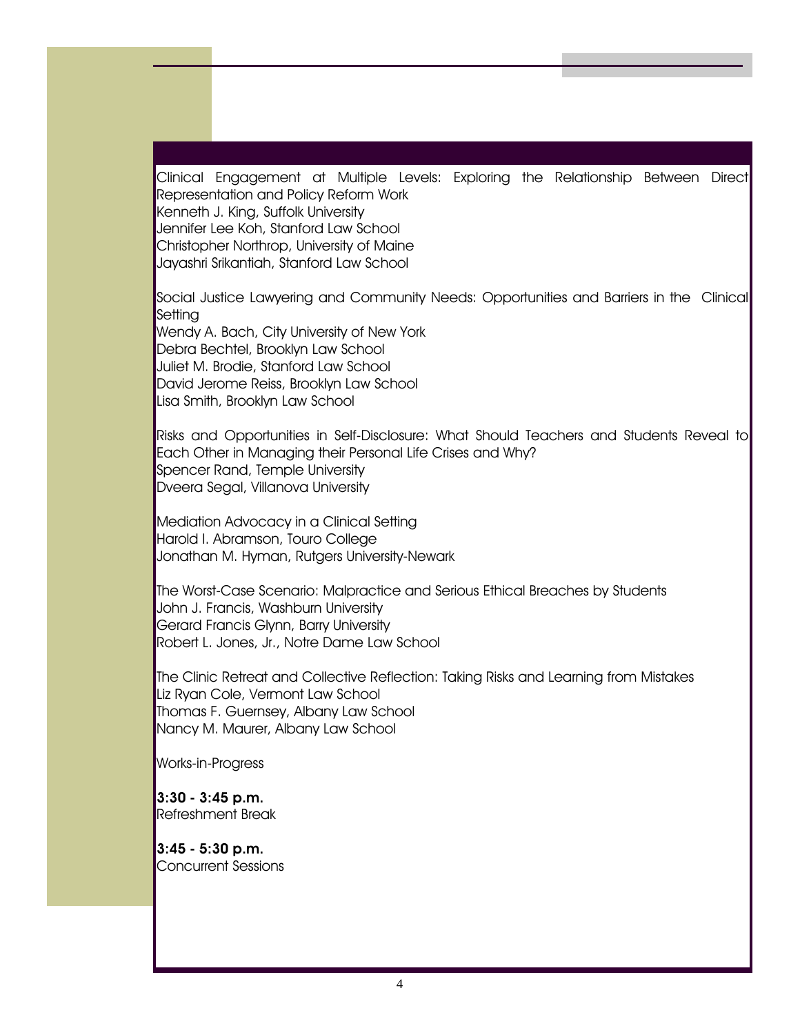Clinical Engagement at Multiple Levels: Exploring the Relationship Between Direct Representation and Policy Reform Work
Kenneth J. King, Suffolk University
Jennifer Lee Koh, Stanford Law School
Christopher Northrop, University of Maine
Jayashri Srikantiah, Stanford Law School

Social Justice Lawyering and Community Needs: Opportunities and Barriers in the Clinical Setting
Wendy A. Bach, City University of New York
Debra Bechtel, Brooklyn Law School
Juliet M. Brodie, Stanford Law School
David Jerome Reiss, Brooklyn Law School
Lisa Smith, Brooklyn Law School

Risks and Opportunities in Self-Disclosure: What Should Teachers and Students Reveal to Each Other in Managing their Personal Life Crises and Why?
Spencer Rand, Temple University
Dveera Segal, Villanova University

Mediation Advocacy in a Clinical Setting
Harold I. Abramson, Touro College
Jonathan M. Hyman, Rutgers University-Newark

The Worst-Case Scenario: Malpractice and Serious Ethical Breaches by Students
John J. Francis, Washburn University
Gerard Francis Glynn, Barry University
Robert L. Jones, Jr., Notre Dame Law School

The Clinic Retreat and Collective Reflection: Taking Risks and Learning from Mistakes
Liz Ryan Cole, Vermont Law School
Thomas F. Guernsey, Albany Law School
Nancy M. Maurer, Albany Law School

Works-in-Progress

**3:30 - 3:45 p.m.**
Refreshment Break

**3:45 - 5:30 p.m.**
Concurrent Sessions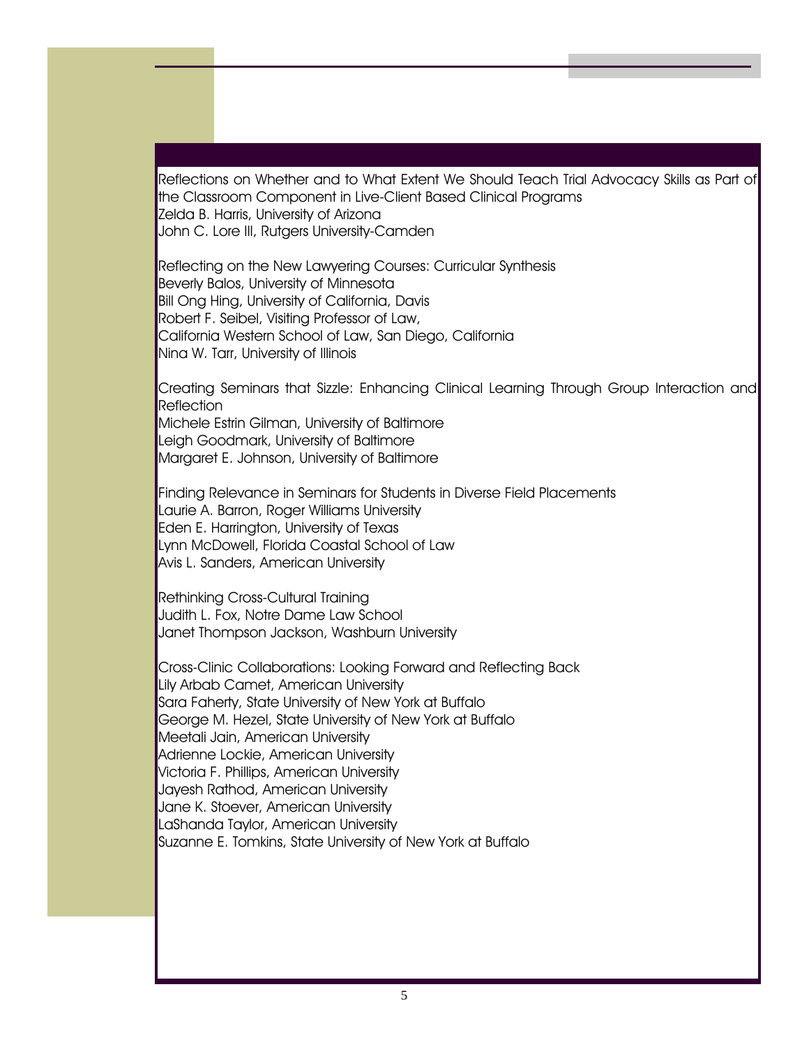Reflections on Whether and to What Extent We Should Teach Trial Advocacy Skills as Part of the Classroom Component in Live-Client Based Clinical Programs
Zelda B. Harris, University of Arizona
John C. Lore III, Rutgers University-Camden

Reflecting on the New Lawyering Courses: Curricular Synthesis
Beverly Balos, University of Minnesota
Bill Ong Hing, University of California, Davis
Robert F. Seibel, Visiting Professor of Law,
California Western School of Law, San Diego, California
Nina W. Tarr, University of Illinois

Creating Seminars that Sizzle: Enhancing Clinical Learning Through Group Interaction and Reflection
Michele Estrin Gilman, University of Baltimore
Leigh Goodmark, University of Baltimore
Margaret E. Johnson, University of Baltimore

Finding Relevance in Seminars for Students in Diverse Field Placements
Laurie A. Barron, Roger Williams University
Eden E. Harrington, University of Texas
Lynn McDowell, Florida Coastal School of Law
Avis L. Sanders, American University

Rethinking Cross-Cultural Training
Judith L. Fox, Notre Dame Law School
Janet Thompson Jackson, Washburn University

Cross-Clinic Collaborations: Looking Forward and Reflecting Back
Lily Arbab Camet, American University
Sara Faherty, State University of New York at Buffalo
George M. Hezel, State University of New York at Buffalo
Meetali Jain, American University
Adrienne Lockie, American University
Victoria F. Phillips, American University
Jayesh Rathod, American University
Jane K. Stoever, American University
LaShanda Taylor, American University
Suzanne E. Tomkins, State University of New York at Buffalo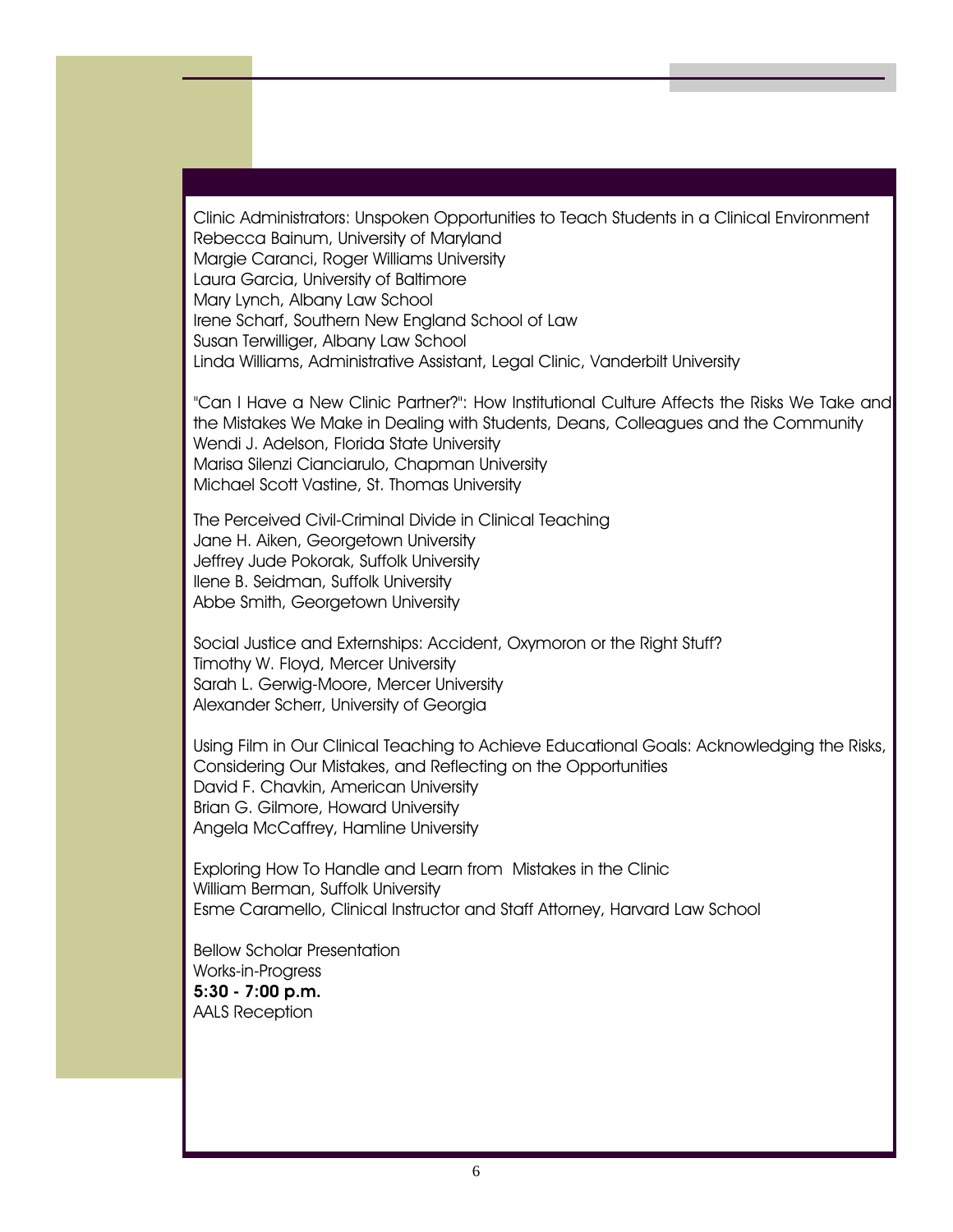Clinic Administrators: Unspoken Opportunities to Teach Students in a Clinical Environment
Rebecca Bainum, University of Maryland
Margie Caranci, Roger Williams University
Laura Garcia, University of Baltimore
Mary Lynch, Albany Law School
Irene Scharf, Southern New England School of Law
Susan Terwilliger, Albany Law School
Linda Williams, Administrative Assistant, Legal Clinic, Vanderbilt University

"Can I Have a New Clinic Partner?": How Institutional Culture Affects the Risks We Take and the Mistakes We Make in Dealing with Students, Deans, Colleagues and the Community
Wendi J. Adelson, Florida State University
Marisa Silenzi Cianciarulo, Chapman University
Michael Scott Vastine, St. Thomas University

The Perceived Civil-Criminal Divide in Clinical Teaching
Jane H. Aiken, Georgetown University
Jeffrey Jude Pokorak, Suffolk University
Ilene B. Seidman, Suffolk University
Abbe Smith, Georgetown University

Social Justice and Externships: Accident, Oxymoron or the Right Stuff?
Timothy W. Floyd, Mercer University
Sarah L. Gerwig-Moore, Mercer University
Alexander Scherr, University of Georgia

Using Film in Our Clinical Teaching to Achieve Educational Goals: Acknowledging the Risks, Considering Our Mistakes, and Reflecting on the Opportunities
David F. Chavkin, American University
Brian G. Gilmore, Howard University
Angela McCaffrey, Hamline University

Exploring How To Handle and Learn from Mistakes in the Clinic
William Berman, Suffolk University
Esme Caramello, Clinical Instructor and Staff Attorney, Harvard Law School

Bellow Scholar Presentation
Works-in-Progress
**5:30 - 7:00 p.m.**
AALS Reception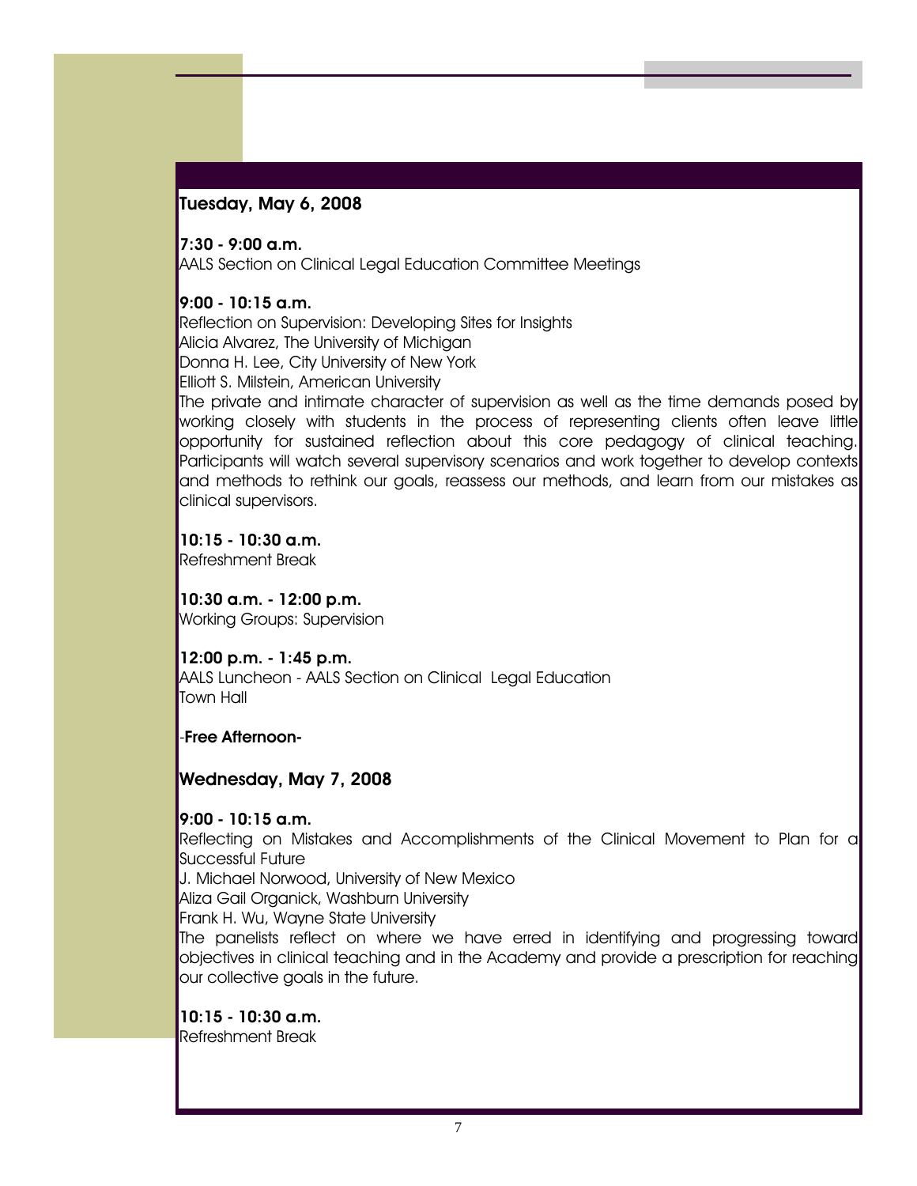## Tuesday, May 6, 2008

**7:30 - 9:00 a.m.**
AALS Section on Clinical Legal Education Committee Meetings

**9:00 - 10:15 a.m.**
Reflection on Supervision: Developing Sites for Insights
Alicia Alvarez, The University of Michigan
Donna H. Lee, City University of New York
Elliott S. Milstein, American University
The private and intimate character of supervision as well as the time demands posed by working closely with students in the process of representing clients often leave little opportunity for sustained reflection about this core pedagogy of clinical teaching. Participants will watch several supervisory scenarios and work together to develop contexts and methods to rethink our goals, reassess our methods, and learn from our mistakes as clinical supervisors.

**10:15 - 10:30 a.m.**
Refreshment Break

**10:30 a.m. - 12:00 p.m.**
Working Groups: Supervision

**12:00 p.m. - 1:45 p.m.**
AALS Luncheon - AALS Section on Clinical Legal Education
Town Hall

**-Free Afternoon-**

## Wednesday, May 7, 2008

**9:00 - 10:15 a.m.**
Reflecting on Mistakes and Accomplishments of the Clinical Movement to Plan for a Successful Future
J. Michael Norwood, University of New Mexico
Aliza Gail Organick, Washburn University
Frank H. Wu, Wayne State University
The panelists reflect on where we have erred in identifying and progressing toward objectives in clinical teaching and in the Academy and provide a prescription for reaching our collective goals in the future.

**10:15 - 10:30 a.m.**
Refreshment Break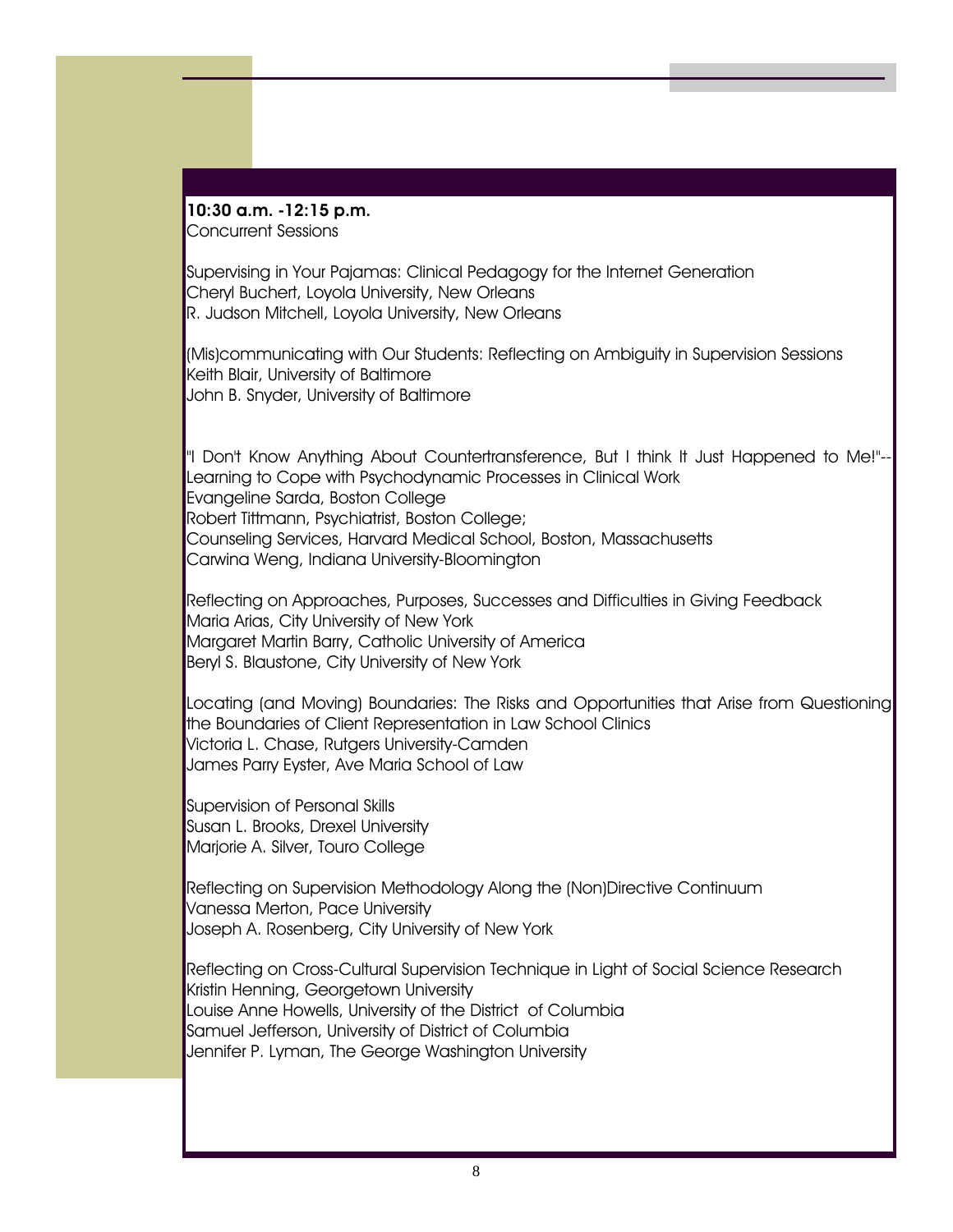**10:30 a.m. -12:15 p.m.**
Concurrent Sessions

Supervising in Your Pajamas: Clinical Pedagogy for the Internet Generation
Cheryl Buchert, Loyola University, New Orleans
R. Judson Mitchell, Loyola University, New Orleans

(Mis)communicating with Our Students: Reflecting on Ambiguity in Supervision Sessions
Keith Blair, University of Baltimore
John B. Snyder, University of Baltimore

"I Don't Know Anything About Countertransference, But I think It Just Happened to Me!"--Learning to Cope with Psychodynamic Processes in Clinical Work
Evangeline Sarda, Boston College
Robert Tittmann, Psychiatrist, Boston College;
Counseling Services, Harvard Medical School, Boston, Massachusetts
Carwina Weng, Indiana University-Bloomington

Reflecting on Approaches, Purposes, Successes and Difficulties in Giving Feedback
Maria Arias, City University of New York
Margaret Martin Barry, Catholic University of America
Beryl S. Blaustone, City University of New York

Locating (and Moving) Boundaries: The Risks and Opportunities that Arise from Questioning the Boundaries of Client Representation in Law School Clinics
Victoria L. Chase, Rutgers University-Camden
James Parry Eyster, Ave Maria School of Law

Supervision of Personal Skills
Susan L. Brooks, Drexel University
Marjorie A. Silver, Touro College

Reflecting on Supervision Methodology Along the (Non)Directive Continuum
Vanessa Merton, Pace University
Joseph A. Rosenberg, City University of New York

Reflecting on Cross-Cultural Supervision Technique in Light of Social Science Research
Kristin Henning, Georgetown University
Louise Anne Howells, University of the District of Columbia
Samuel Jefferson, University of District of Columbia
Jennifer P. Lyman, The George Washington University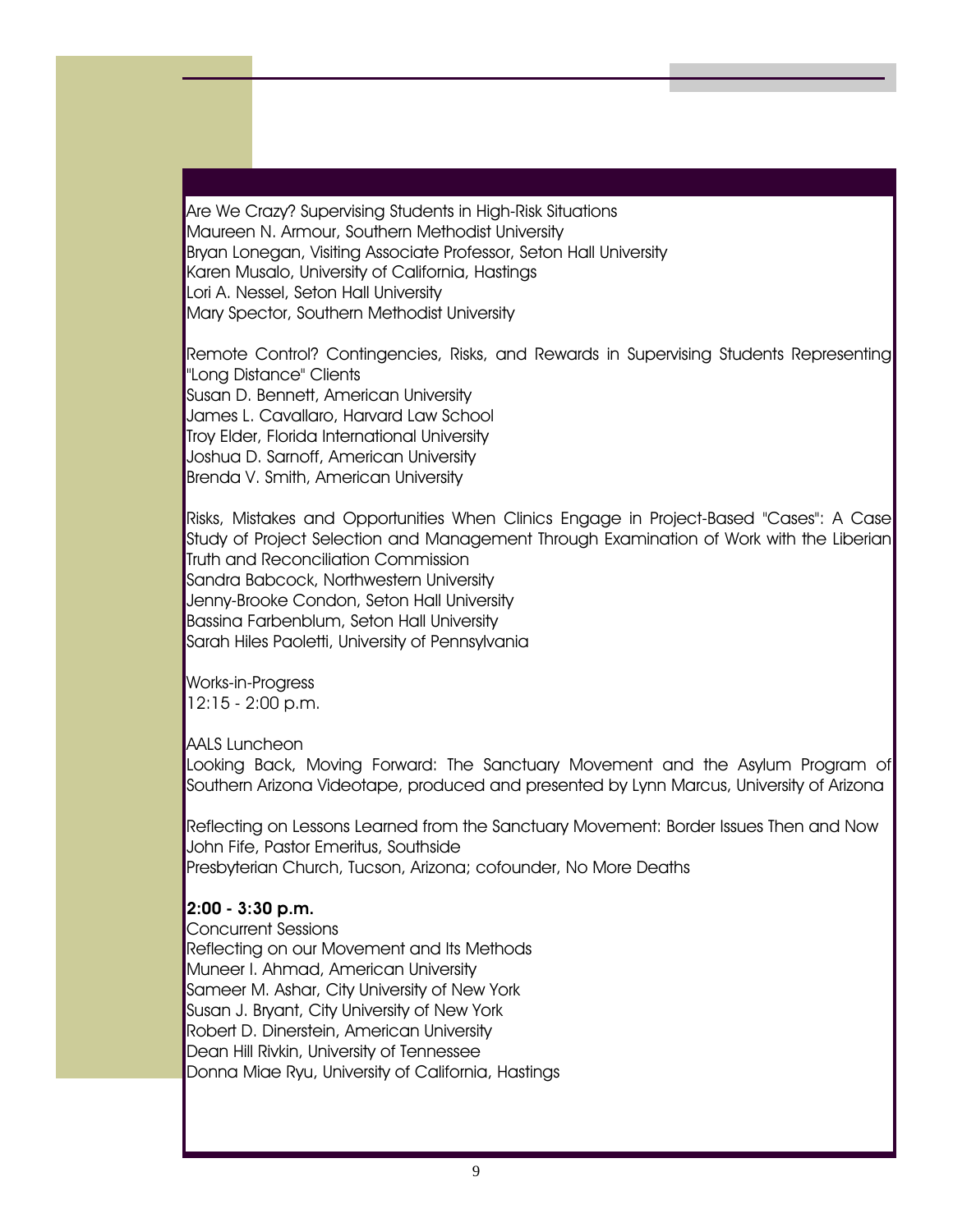Are We Crazy? Supervising Students in High-Risk Situations
Maureen N. Armour, Southern Methodist University
Bryan Lonegan, Visiting Associate Professor, Seton Hall University
Karen Musalo, University of California, Hastings
Lori A. Nessel, Seton Hall University
Mary Spector, Southern Methodist University

Remote Control? Contingencies, Risks, and Rewards in Supervising Students Representing "Long Distance" Clients
Susan D. Bennett, American University
James L. Cavallaro, Harvard Law School
Troy Elder, Florida International University
Joshua D. Sarnoff, American University
Brenda V. Smith, American University

Risks, Mistakes and Opportunities When Clinics Engage in Project-Based "Cases": A Case Study of Project Selection and Management Through Examination of Work with the Liberian Truth and Reconciliation Commission
Sandra Babcock, Northwestern University
Jenny-Brooke Condon, Seton Hall University
Bassina Farbenblum, Seton Hall University
Sarah Hiles Paoletti, University of Pennsylvania

Works-in-Progress
12:15 - 2:00 p.m.

AALS Luncheon
Looking Back, Moving Forward: The Sanctuary Movement and the Asylum Program of Southern Arizona Videotape, produced and presented by Lynn Marcus, University of Arizona

Reflecting on Lessons Learned from the Sanctuary Movement: Border Issues Then and Now
John Fife, Pastor Emeritus, Southside
Presbyterian Church, Tucson, Arizona; cofounder, No More Deaths

**2:00 - 3:30 p.m.**
Concurrent Sessions
Reflecting on our Movement and Its Methods
Muneer I. Ahmad, American University
Sameer M. Ashar, City University of New York
Susan J. Bryant, City University of New York
Robert D. Dinerstein, American University
Dean Hill Rivkin, University of Tennessee
Donna Miae Ryu, University of California, Hastings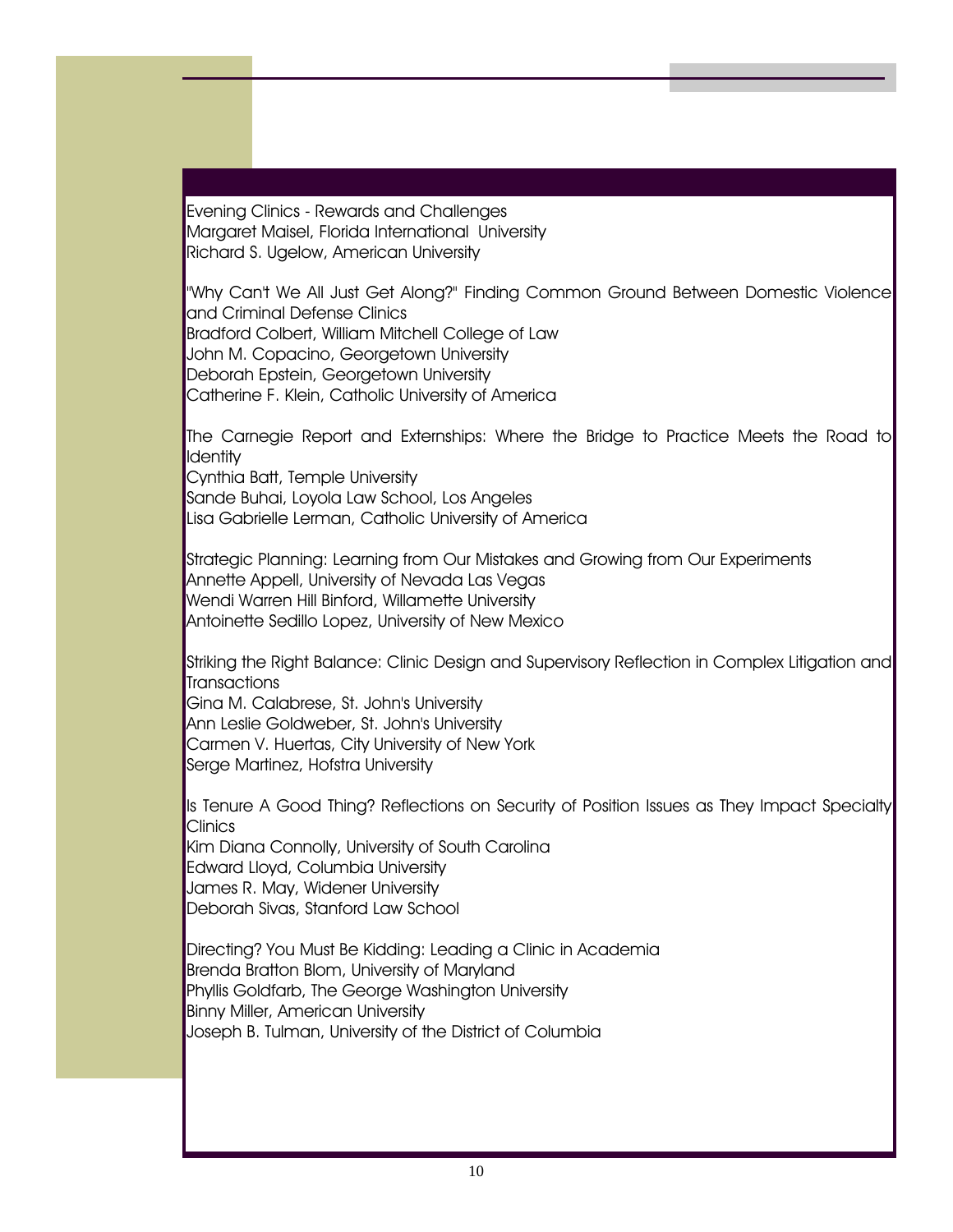Evening Clinics - Rewards and Challenges
Margaret Maisel, Florida International University
Richard S. Ugelow, American University

"Why Can't We All Just Get Along?" Finding Common Ground Between Domestic Violence and Criminal Defense Clinics
Bradford Colbert, William Mitchell College of Law
John M. Copacino, Georgetown University
Deborah Epstein, Georgetown University
Catherine F. Klein, Catholic University of America

The Carnegie Report and Externships: Where the Bridge to Practice Meets the Road to Identity
Cynthia Batt, Temple University
Sande Buhai, Loyola Law School, Los Angeles
Lisa Gabrielle Lerman, Catholic University of America

Strategic Planning: Learning from Our Mistakes and Growing from Our Experiments
Annette Appell, University of Nevada Las Vegas
Wendi Warren Hill Binford, Willamette University
Antoinette Sedillo Lopez, University of New Mexico

Striking the Right Balance: Clinic Design and Supervisory Reflection in Complex Litigation and Transactions
Gina M. Calabrese, St. John's University
Ann Leslie Goldweber, St. John's University
Carmen V. Huertas, City University of New York
Serge Martinez, Hofstra University

Is Tenure A Good Thing? Reflections on Security of Position Issues as They Impact Specialty Clinics
Kim Diana Connolly, University of South Carolina
Edward Lloyd, Columbia University
James R. May, Widener University
Deborah Sivas, Stanford Law School

Directing? You Must Be Kidding: Leading a Clinic in Academia
Brenda Bratton Blom, University of Maryland
Phyllis Goldfarb, The George Washington University
Binny Miller, American University
Joseph B. Tulman, University of the District of Columbia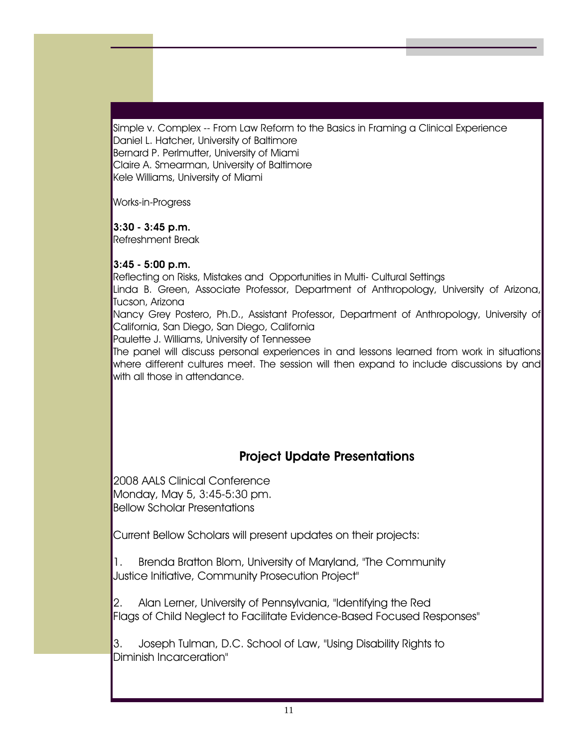Simple v. Complex -- From Law Reform to the Basics in Framing a Clinical Experience
Daniel L. Hatcher, University of Baltimore
Bernard P. Perlmutter, University of Miami
Claire A. Smearman, University of Baltimore
Kele Williams, University of Miami

Works-in-Progress

**3:30 - 3:45 p.m.**
Refreshment Break

**3:45 - 5:00 p.m.**
Reflecting on Risks, Mistakes and Opportunities in Multi- Cultural Settings
Linda B. Green, Associate Professor, Department of Anthropology, University of Arizona, Tucson, Arizona
Nancy Grey Postero, Ph.D., Assistant Professor, Department of Anthropology, University of California, San Diego, San Diego, California
Paulette J. Williams, University of Tennessee
The panel will discuss personal experiences in and lessons learned from work in situations where different cultures meet. The session will then expand to include discussions by and with all those in attendance.

## Project Update Presentations

2008 AALS Clinical Conference
Monday, May 5, 3:45-5:30 pm.
Bellow Scholar Presentations

Current Bellow Scholars will present updates on their projects:

1. Brenda Bratton Blom, University of Maryland, "The Community Justice Initiative, Community Prosecution Project"

2. Alan Lerner, University of Pennsylvania, "Identifying the Red Flags of Child Neglect to Facilitate Evidence-Based Focused Responses"

3. Joseph Tulman, D.C. School of Law, "Using Disability Rights to Diminish Incarceration"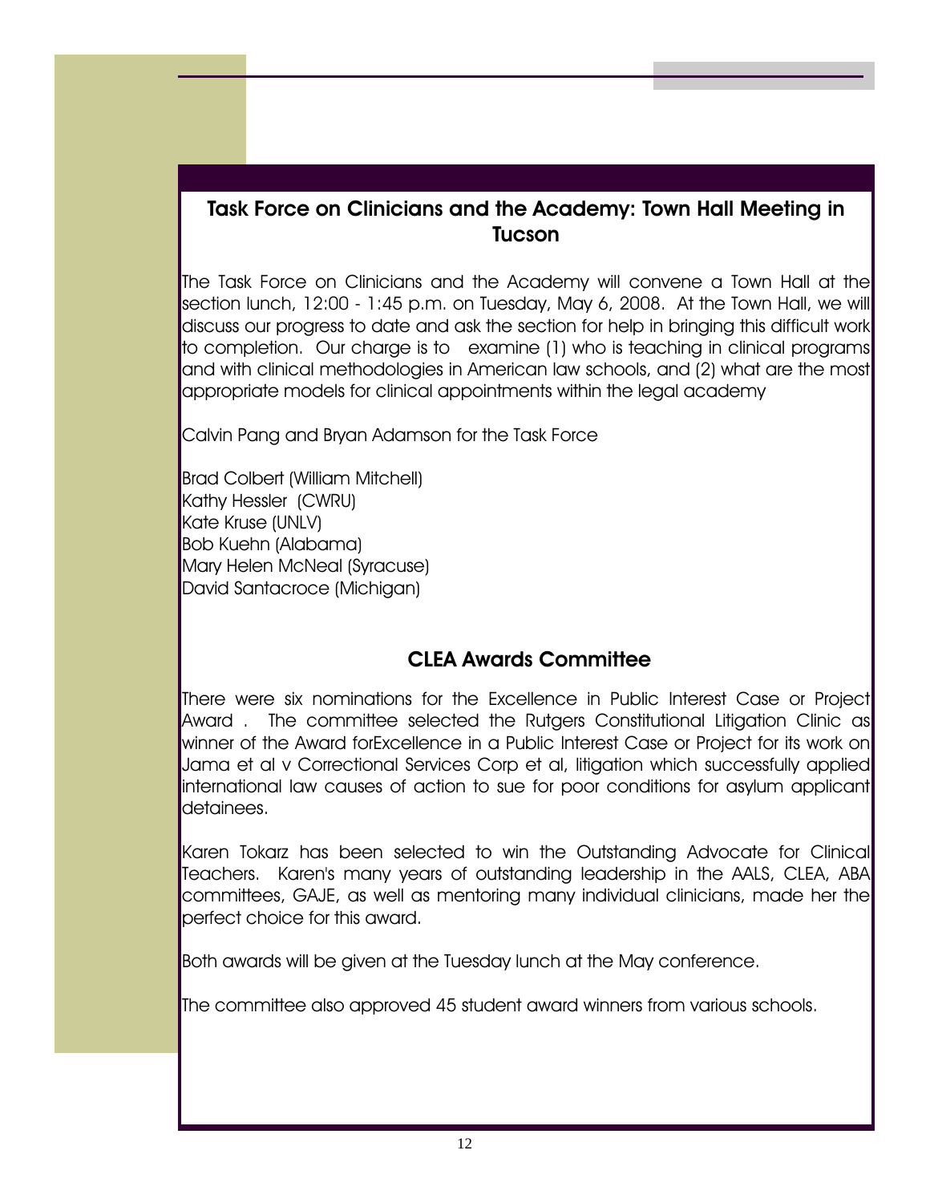## Task Force on Clinicians and the Academy: Town Hall Meeting in Tucson

The Task Force on Clinicians and the Academy will convene a Town Hall at the section lunch, 12:00 - 1:45 p.m. on Tuesday, May 6, 2008. At the Town Hall, we will discuss our progress to date and ask the section for help in bringing this difficult work to completion. Our charge is to examine (1) who is teaching in clinical programs and with clinical methodologies in American law schools, and (2) what are the most appropriate models for clinical appointments within the legal academy

Calvin Pang and Bryan Adamson for the Task Force

Brad Colbert (William Mitchell)
Kathy Hessler (CWRU)
Kate Kruse (UNLV)
Bob Kuehn (Alabama)
Mary Helen McNeal (Syracuse)
David Santacroce (Michigan)

## CLEA Awards Committee

There were six nominations for the Excellence in Public Interest Case or Project Award . The committee selected the Rutgers Constitutional Litigation Clinic as winner of the Award forExcellence in a Public Interest Case or Project for its work on Jama et al v Correctional Services Corp et al, litigation which successfully applied international law causes of action to sue for poor conditions for asylum applicant detainees.

Karen Tokarz has been selected to win the Outstanding Advocate for Clinical Teachers. Karen's many years of outstanding leadership in the AALS, CLEA, ABA committees, GAJE, as well as mentoring many individual clinicians, made her the perfect choice for this award.

Both awards will be given at the Tuesday lunch at the May conference.

The committee also approved 45 student award winners from various schools.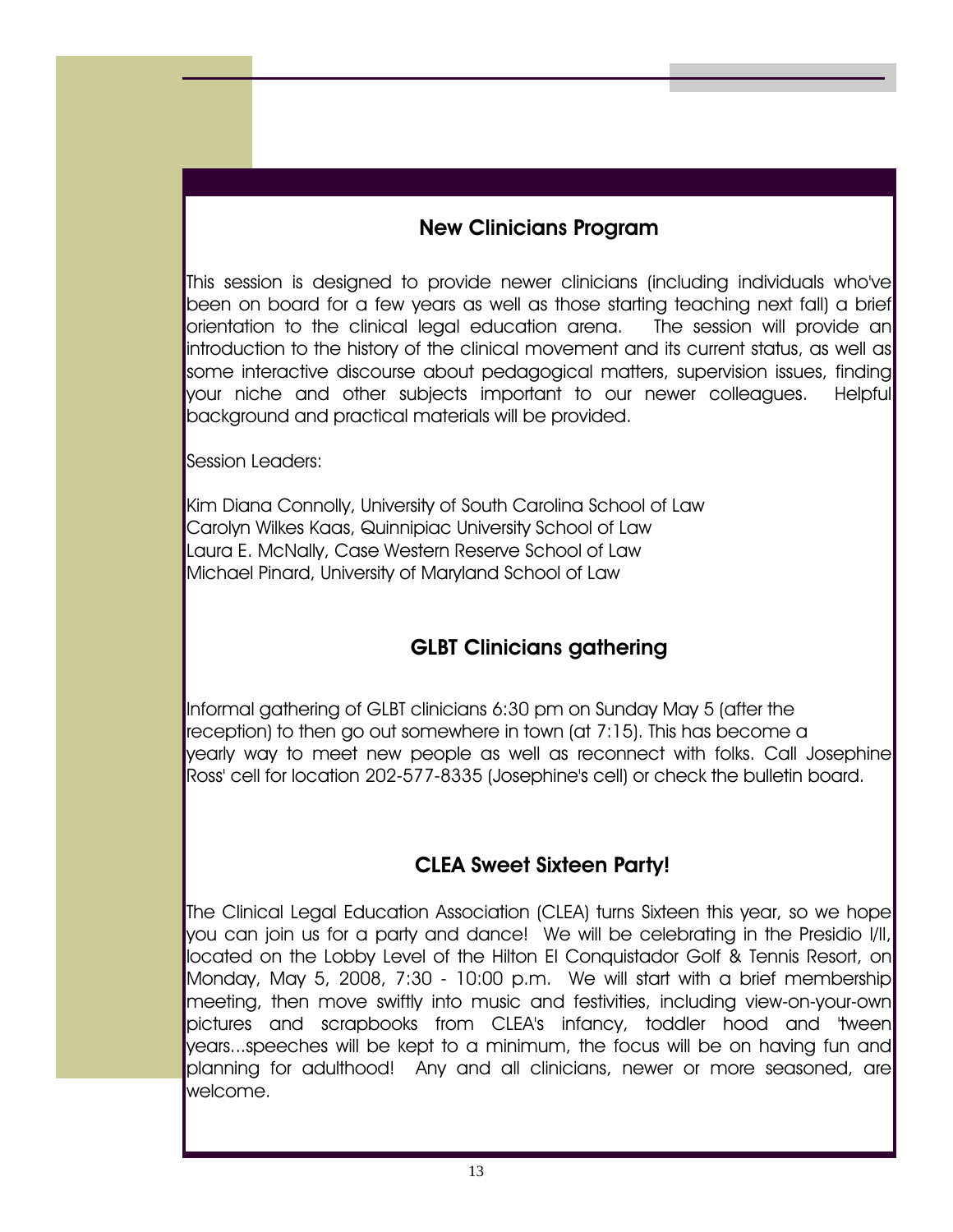## New Clinicians Program

This session is designed to provide newer clinicians (including individuals who've been on board for a few years as well as those starting teaching next fall) a brief orientation to the clinical legal education arena. The session will provide an introduction to the history of the clinical movement and its current status, as well as some interactive discourse about pedagogical matters, supervision issues, finding your niche and other subjects important to our newer colleagues. Helpful background and practical materials will be provided.

Session Leaders:

Kim Diana Connolly, University of South Carolina School of Law
Carolyn Wilkes Kaas, Quinnipiac University School of Law
Laura E. McNally, Case Western Reserve School of Law
Michael Pinard, University of Maryland School of Law

## GLBT Clinicians gathering

Informal gathering of GLBT clinicians 6:30 pm on Sunday May 5 (after the reception) to then go out somewhere in town (at 7:15). This has become a yearly way to meet new people as well as reconnect with folks. Call Josephine Ross' cell for location 202-577-8335 (Josephine's cell) or check the bulletin board.

## CLEA Sweet Sixteen Party!

The Clinical Legal Education Association (CLEA) turns Sixteen this year, so we hope you can join us for a party and dance! We will be celebrating in the Presidio I/II, located on the Lobby Level of the Hilton El Conquistador Golf & Tennis Resort, on Monday, May 5, 2008, 7:30 - 10:00 p.m. We will start with a brief membership meeting, then move swiftly into music and festivities, including view-on-your-own pictures and scrapbooks from CLEA's infancy, toddler hood and 'tween years...speeches will be kept to a minimum, the focus will be on having fun and planning for adulthood! Any and all clinicians, newer or more seasoned, are welcome.